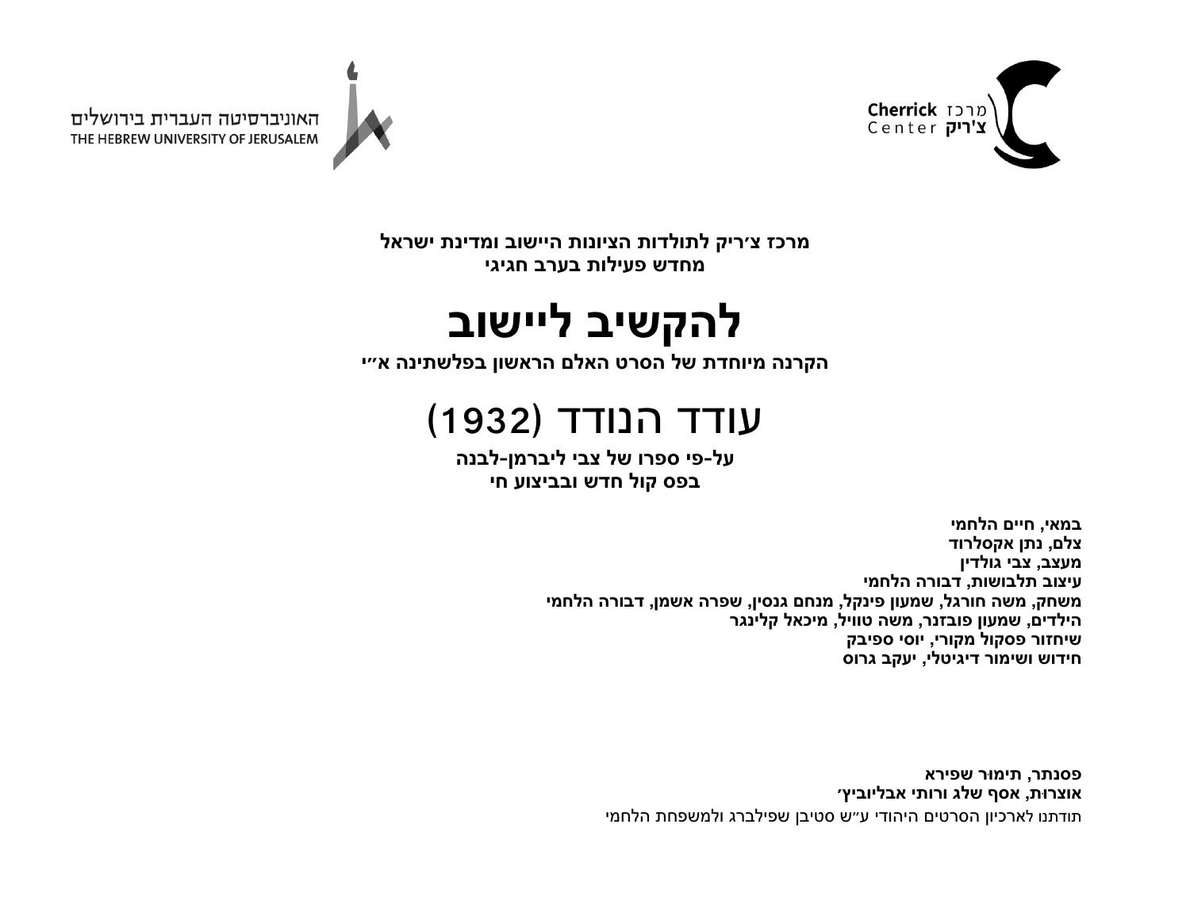האוניברסיטה העברית בירושלים
THE HEBREW UNIVERSITY OF JERUSALEM

מרכז צ'ריק
Cherrick Center

**מרכז צ׳ריק לתולדות הציונות היישוב ומדינת ישראל**
**מחדש פעילות בערב חגיגי**

# להקשיב ליישוב

**הקרנה מיוחדת של הסרט האלם הראשון בפלשתינה א״י**

## עודד הנודד (1932)

**על-פי ספרו של צבי ליברמן-לבנה**
**בפס קול חדש ובביצוע חי**

**במאי, חיים הלחמי**
**צלם, נתן אקסלרוד**
**מעצב, צבי גולדין**
**עיצוב תלבושות, דבורה הלחמי**
**משחק, משה חורגל, שמעון פינקל, מנחם גנסין, שפרה אשמן, דבורה הלחמי**
**הילדים, שמעון פובזנר, משה טוויל, מיכאל קלינגר**
**שיחזור פסקול מקורי, יוסי ספיבק**
**חידוש ושימור דיגיטלי, יעקב גרוס**

**פסנתר, תימור שפירא**
**אוצרות, אסף שלג ורותי אבליוביץ׳**
תודתנו לארכיון הסרטים היהודי ע״ש סטיבן שפילברג ולמשפחת הלחמי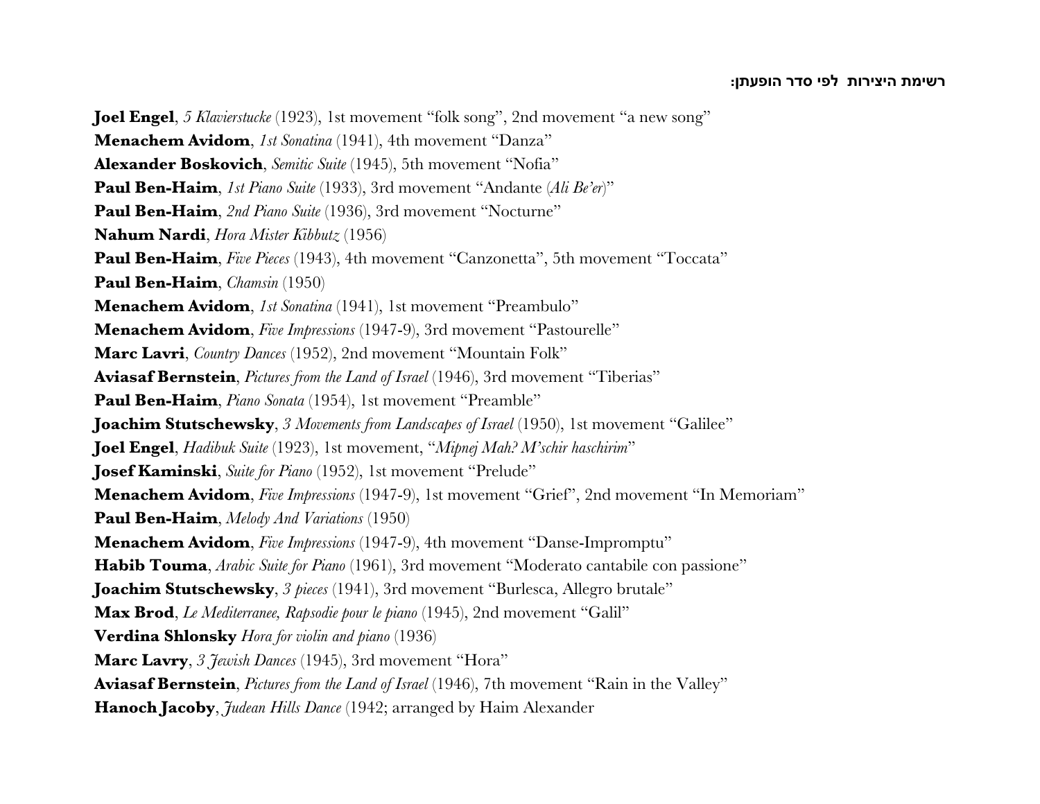**רשימת היצירות לפי סדר הופעתן:**

**Joel Engel**, *5 Klavierstucke* (1923), 1st movement “folk song”, 2nd movement “a new song”

**Menachem Avidom**, *1st Sonatina* (1941), 4th movement “Danza”

**Alexander Boskovich**, *Semitic Suite* (1945), 5th movement “Nofia”

**Paul Ben-Haim**, *1st Piano Suite* (1933), 3rd movement “Andante (*Ali Be’er*)”

**Paul Ben-Haim**, *2nd Piano Suite* (1936), 3rd movement “Nocturne”

**Nahum Nardi**, *Hora Mister Kibbutz* (1956)

**Paul Ben-Haim**, *Five Pieces* (1943), 4th movement “Canzonetta”, 5th movement “Toccata”

**Paul Ben-Haim**, *Chamsin* (1950)

**Menachem Avidom**, *1st Sonatina* (1941), 1st movement “Preambulo”

**Menachem Avidom**, *Five Impressions* (1947-9), 3rd movement “Pastourelle”

**Marc Lavri**, *Country Dances* (1952), 2nd movement “Mountain Folk”

**Aviasaf Bernstein**, *Pictures from the Land of Israel* (1946), 3rd movement “Tiberias”

**Paul Ben-Haim**, *Piano Sonata* (1954), 1st movement “Preamble”

**Joachim Stutschewsky**, *3 Movements from Landscapes of Israel* (1950), 1st movement “Galilee”

**Joel Engel**, *Hadibuk Suite* (1923), 1st movement, “*Mipnej Mah? M’schir haschirim*”

**Josef Kaminski**, *Suite for Piano* (1952), 1st movement “Prelude”

**Menachem Avidom**, *Five Impressions* (1947-9), 1st movement “Grief”, 2nd movement “In Memoriam”

**Paul Ben-Haim**, *Melody And Variations* (1950)

**Menachem Avidom**, *Five Impressions* (1947-9), 4th movement “Danse-Impromptu”

**Habib Touma**, *Arabic Suite for Piano* (1961), 3rd movement “Moderato cantabile con passione”

**Joachim Stutschewsky**, *3 pieces* (1941), 3rd movement “Burlesca, Allegro brutale”

**Max Brod**, *Le Mediterranee, Rapsodie pour le piano* (1945), 2nd movement “Galil”

**Verdina Shlonsky** *Hora for violin and piano* (1936)

**Marc Lavry**, *3 Jewish Dances* (1945), 3rd movement “Hora”

**Aviasaf Bernstein**, *Pictures from the Land of Israel* (1946), 7th movement “Rain in the Valley”

**Hanoch Jacoby**, *Judean Hills Dance* (1942; arranged by Haim Alexander